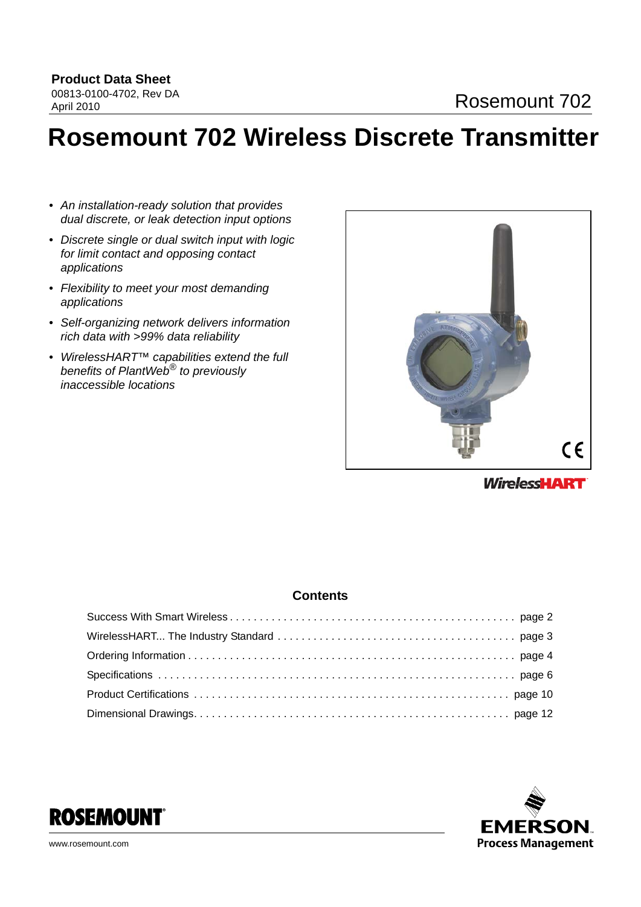**Product Data Sheet**
00813-0100-4702, Rev DA
April 2010

Rosemount 702

# Rosemount 702 Wireless Discrete Transmitter

- *An installation-ready solution that provides dual discrete, or leak detection input options*
- *Discrete single or dual switch input with logic for limit contact and opposing contact applications*
- *Flexibility to meet your most demanding applications*
- *Self-organizing network delivers information rich data with >99% data reliability*
- *WirelessHART™ capabilities extend the full benefits of PlantWeb® to previously inaccessible locations*

## Contents

| | |
|---|---|
| Success With Smart Wireless | page 2 |
| WirelessHART... The Industry Standard | page 3 |
| Ordering Information | page 4 |
| Specifications | page 6 |
| Product Certifications | page 10 |
| Dimensional Drawings | page 12 |

ROSEMOUNT

www.rosemount.com

EMERSON. Process Management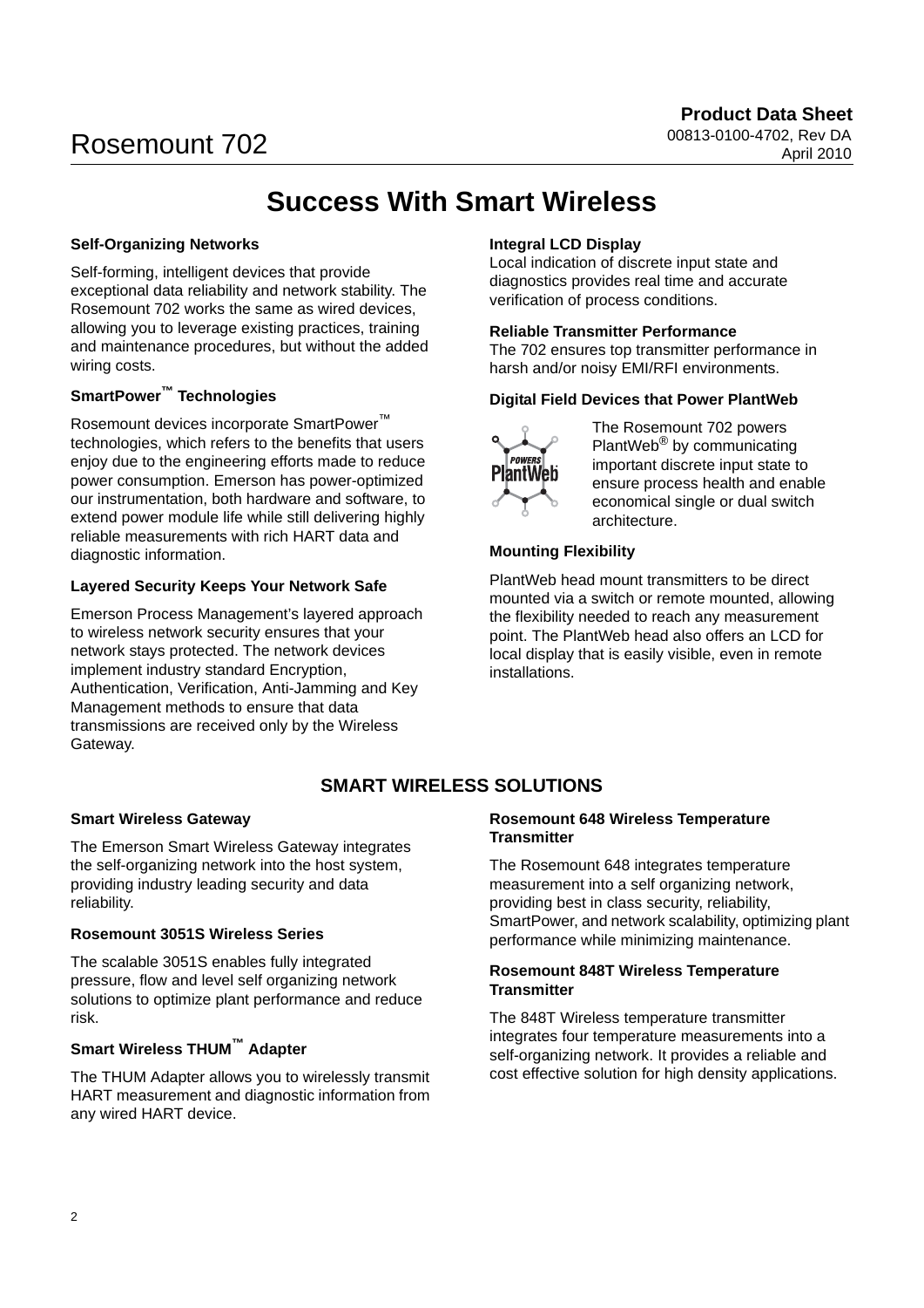# Success With Smart Wireless

### Self-Organizing Networks

Self-forming, intelligent devices that provide exceptional data reliability and network stability. The Rosemount 702 works the same as wired devices, allowing you to leverage existing practices, training and maintenance procedures, but without the added wiring costs.

### SmartPower™ Technologies

Rosemount devices incorporate SmartPower™ technologies, which refers to the benefits that users enjoy due to the engineering efforts made to reduce power consumption. Emerson has power-optimized our instrumentation, both hardware and software, to extend power module life while still delivering highly reliable measurements with rich HART data and diagnostic information.

### Layered Security Keeps Your Network Safe

Emerson Process Management's layered approach to wireless network security ensures that your network stays protected. The network devices implement industry standard Encryption, Authentication, Verification, Anti-Jamming and Key Management methods to ensure that data transmissions are received only by the Wireless Gateway.

### Integral LCD Display

Local indication of discrete input state and diagnostics provides real time and accurate verification of process conditions.

### Reliable Transmitter Performance

The 702 ensures top transmitter performance in harsh and/or noisy EMI/RFI environments.

### Digital Field Devices that Power PlantWeb

The Rosemount 702 powers PlantWeb® by communicating important discrete input state to ensure process health and enable economical single or dual switch architecture.

### Mounting Flexibility

PlantWeb head mount transmitters to be direct mounted via a switch or remote mounted, allowing the flexibility needed to reach any measurement point. The PlantWeb head also offers an LCD for local display that is easily visible, even in remote installations.

## SMART WIRELESS SOLUTIONS

### Smart Wireless Gateway

The Emerson Smart Wireless Gateway integrates the self-organizing network into the host system, providing industry leading security and data reliability.

### Rosemount 3051S Wireless Series

The scalable 3051S enables fully integrated pressure, flow and level self organizing network solutions to optimize plant performance and reduce risk.

### Smart Wireless THUM™ Adapter

The THUM Adapter allows you to wirelessly transmit HART measurement and diagnostic information from any wired HART device.

### Rosemount 648 Wireless Temperature Transmitter

The Rosemount 648 integrates temperature measurement into a self organizing network, providing best in class security, reliability, SmartPower, and network scalability, optimizing plant performance while minimizing maintenance.

### Rosemount 848T Wireless Temperature Transmitter

The 848T Wireless temperature transmitter integrates four temperature measurements into a self-organizing network. It provides a reliable and cost effective solution for high density applications.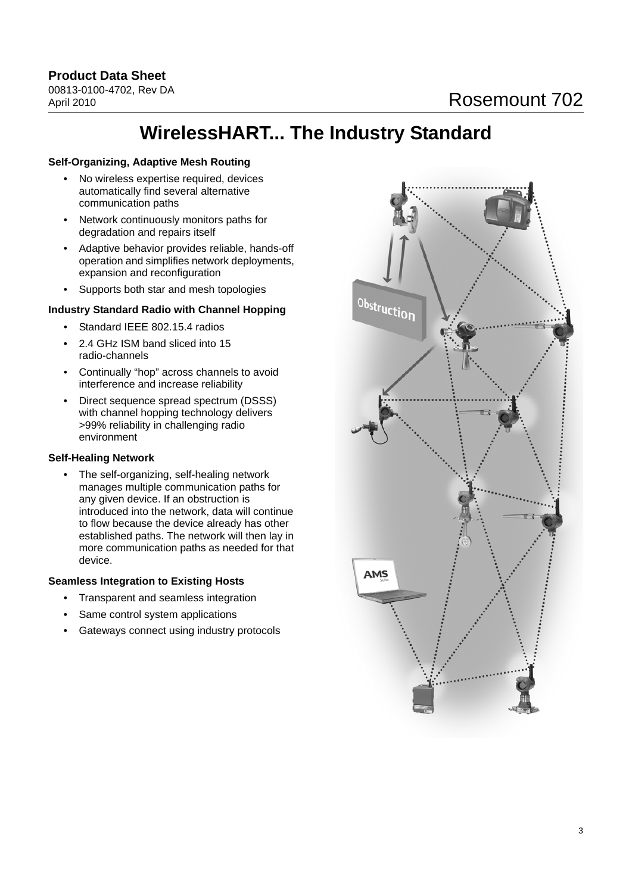# WirelessHART... The Industry Standard

### Self-Organizing, Adaptive Mesh Routing

- No wireless expertise required, devices automatically find several alternative communication paths
- Network continuously monitors paths for degradation and repairs itself
- Adaptive behavior provides reliable, hands-off operation and simplifies network deployments, expansion and reconfiguration
- Supports both star and mesh topologies

### Industry Standard Radio with Channel Hopping

- Standard IEEE 802.15.4 radios
- 2.4 GHz ISM band sliced into 15 radio-channels
- Continually "hop" across channels to avoid interference and increase reliability
- Direct sequence spread spectrum (DSSS) with channel hopping technology delivers >99% reliability in challenging radio environment

### Self-Healing Network

- The self-organizing, self-healing network manages multiple communication paths for any given device. If an obstruction is introduced into the network, data will continue to flow because the device already has other established paths. The network will then lay in more communication paths as needed for that device.

### Seamless Integration to Existing Hosts

- Transparent and seamless integration
- Same control system applications
- Gateways connect using industry protocols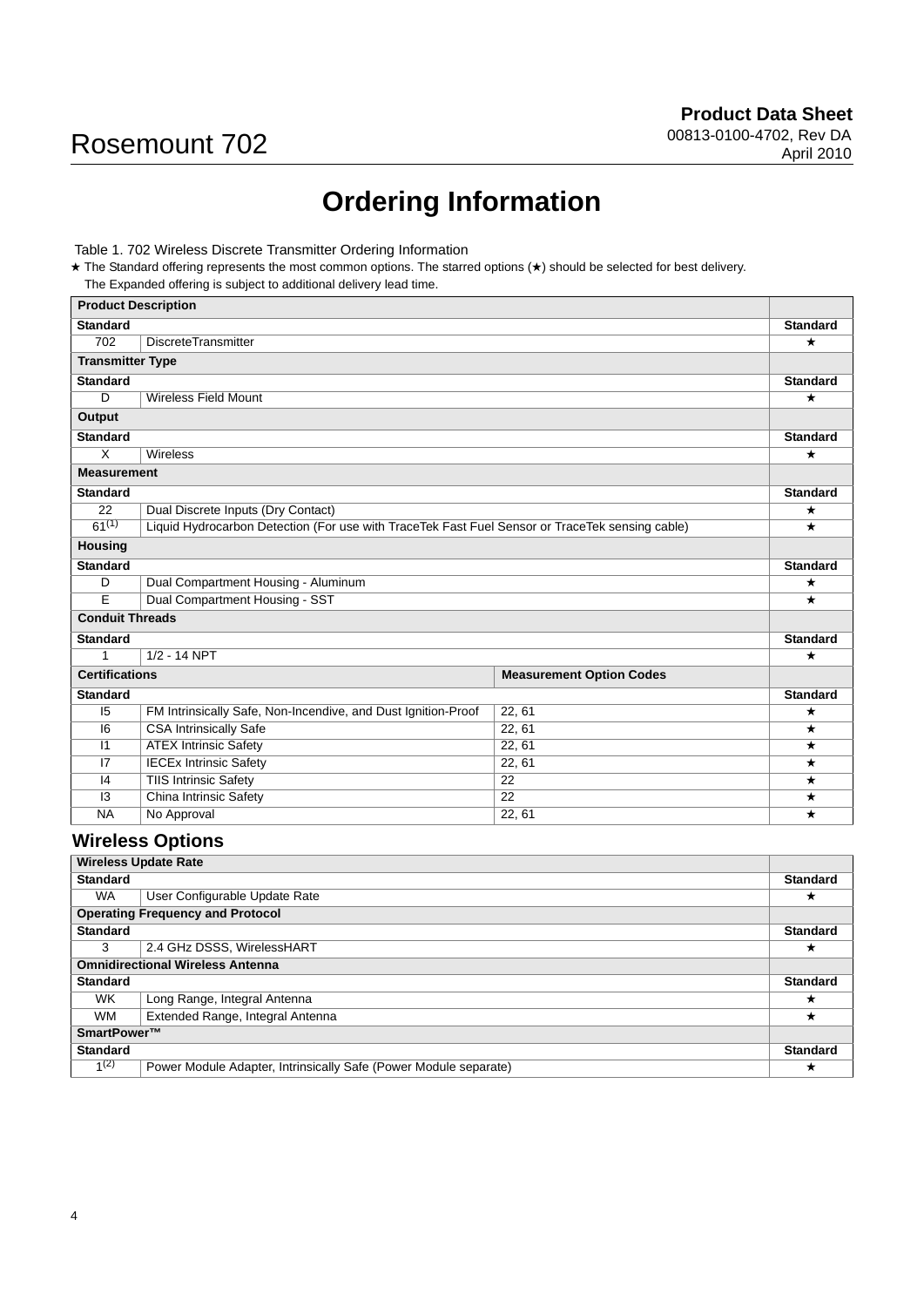# Ordering Information

Table 1. 702 Wireless Discrete Transmitter Ordering Information

★ The Standard offering represents the most common options. The starred options (★) should be selected for best delivery.
The Expanded offering is subject to additional delivery lead time.

| Product Description | | | |
|---|---|---|---|
| **Standard** | | | **Standard** |
| 702 | DiscreteTransmitter | | ★ |
| **Transmitter Type** | | | |
| **Standard** | | | **Standard** |
| D | Wireless Field Mount | | ★ |
| **Output** | | | |
| **Standard** | | | **Standard** |
| X | Wireless | | ★ |
| **Measurement** | | | |
| **Standard** | | | **Standard** |
| 22 | Dual Discrete Inputs (Dry Contact) | | ★ |
| 61[(1)] | Liquid Hydrocarbon Detection (For use with TraceTek Fast Fuel Sensor or TraceTek sensing cable) | | ★ |
| **Housing** | | | |
| **Standard** | | | **Standard** |
| D | Dual Compartment Housing - Aluminum | | ★ |
| E | Dual Compartment Housing - SST | | ★ |
| **Conduit Threads** | | | |
| **Standard** | | | **Standard** |
| 1 | 1/2 - 14 NPT | | ★ |
| **Certifications** | | **Measurement Option Codes** | |
| **Standard** | | | **Standard** |
| I5 | FM Intrinsically Safe, Non-Incendive, and Dust Ignition-Proof | 22, 61 | ★ |
| I6 | CSA Intrinsically Safe | 22, 61 | ★ |
| I1 | ATEX Intrinsic Safety | 22, 61 | ★ |
| I7 | IECEx Intrinsic Safety | 22, 61 | ★ |
| I4 | TIIS Intrinsic Safety | 22 | ★ |
| I3 | China Intrinsic Safety | 22 | ★ |
| NA | No Approval | 22, 61 | ★ |

## Wireless Options

| Wireless Update Rate | | |
|---|---|---|
| **Standard** | | **Standard** |
| WA | User Configurable Update Rate | ★ |
| **Operating Frequency and Protocol** | | |
| **Standard** | | **Standard** |
| 3 | 2.4 GHz DSSS, WirelessHART | ★ |
| **Omnidirectional Wireless Antenna** | | |
| **Standard** | | **Standard** |
| WK | Long Range, Integral Antenna | ★ |
| WM | Extended Range, Integral Antenna | ★ |
| **SmartPower™** | | |
| **Standard** | | **Standard** |
| 1[(2)] | Power Module Adapter, Intrinsically Safe (Power Module separate) | ★ |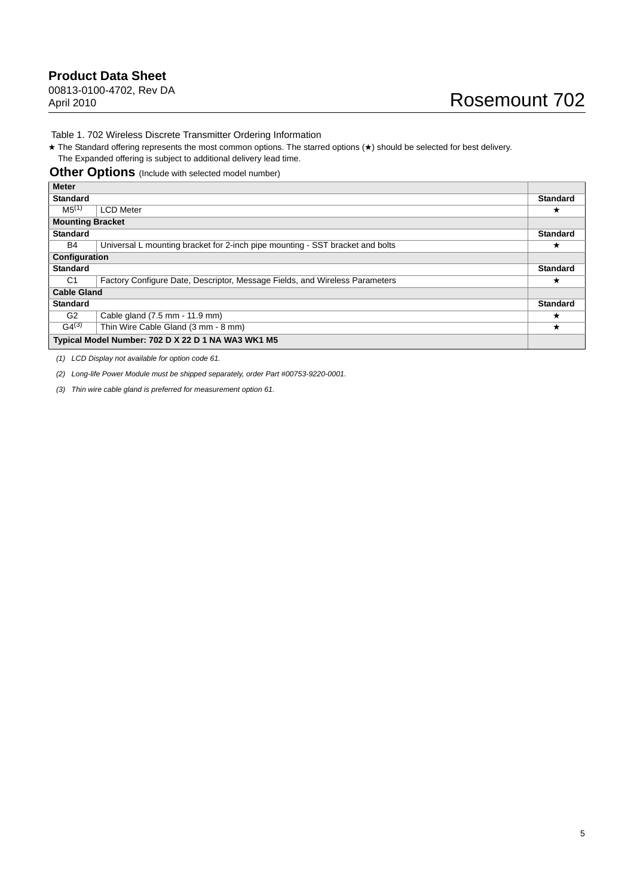Table 1. 702 Wireless Discrete Transmitter Ordering Information

★ The Standard offering represents the most common options. The starred options (★) should be selected for best delivery.
The Expanded offering is subject to additional delivery lead time.

## Other Options (Include with selected model number)

| | | |
|---|---|---|
| **Meter** | | |
| **Standard** | | **Standard** |
| M5[1] | LCD Meter | ★ |
| **Mounting Bracket** | | |
| **Standard** | | **Standard** |
| B4 | Universal L mounting bracket for 2-inch pipe mounting - SST bracket and bolts | ★ |
| **Configuration** | | |
| **Standard** | | **Standard** |
| C1 | Factory Configure Date, Descriptor, Message Fields, and Wireless Parameters | ★ |
| **Cable Gland** | | |
| **Standard** | | **Standard** |
| G2 | Cable gland (7.5 mm - 11.9 mm) | ★ |
| G4[3] | Thin Wire Cable Gland (3 mm - 8 mm) | ★ |
| **Typical Model Number: 702 D X 22 D 1 NA WA3 WK1 M5** | | |

*(1) LCD Display not available for option code 61.*

*(2) Long-life Power Module must be shipped separately, order Part #00753-9220-0001.*

*(3) Thin wire cable gland is preferred for measurement option 61.*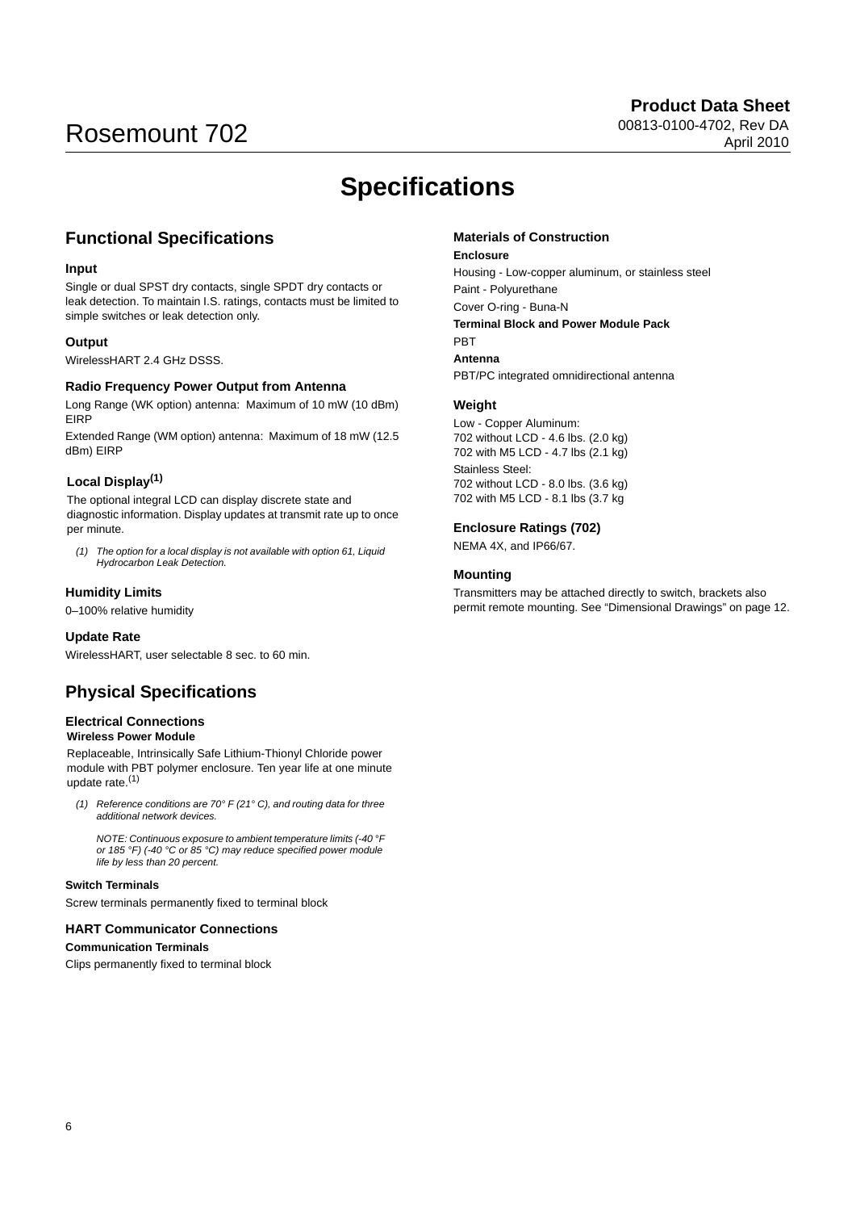# Specifications

## Functional Specifications

### Input

Single or dual SPST dry contacts, single SPDT dry contacts or leak detection. To maintain I.S. ratings, contacts must be limited to simple switches or leak detection only.

### Output

WirelessHART 2.4 GHz DSSS.

### Radio Frequency Power Output from Antenna

Long Range (WK option) antenna: Maximum of 10 mW (10 dBm) EIRP

Extended Range (WM option) antenna: Maximum of 18 mW (12.5 dBm) EIRP

### Local Display(1)

The optional integral LCD can display discrete state and diagnostic information. Display updates at transmit rate up to once per minute.

*(1) The option for a local display is not available with option 61, Liquid Hydrocarbon Leak Detection.*

### Humidity Limits

0–100% relative humidity

### Update Rate

WirelessHART, user selectable 8 sec. to 60 min.

## Physical Specifications

### Electrical Connections

#### Wireless Power Module

Replaceable, Intrinsically Safe Lithium-Thionyl Chloride power module with PBT polymer enclosure. Ten year life at one minute update rate.(1)

*(1) Reference conditions are 70° F (21° C), and routing data for three additional network devices.*

*NOTE: Continuous exposure to ambient temperature limits (-40 °F or 185 °F) (-40 °C or 85 °C) may reduce specified power module life by less than 20 percent.*

#### Switch Terminals

Screw terminals permanently fixed to terminal block

### HART Communicator Connections

#### Communication Terminals

Clips permanently fixed to terminal block

### Materials of Construction

#### Enclosure

Housing - Low-copper aluminum, or stainless steel

Paint - Polyurethane

Cover O-ring - Buna-N

#### Terminal Block and Power Module Pack

PBT

#### Antenna

PBT/PC integrated omnidirectional antenna

### Weight

Low - Copper Aluminum:
702 without LCD - 4.6 lbs. (2.0 kg)
702 with M5 LCD - 4.7 lbs (2.1 kg)

Stainless Steel:
702 without LCD - 8.0 lbs. (3.6 kg)
702 with M5 LCD - 8.1 lbs (3.7 kg

### Enclosure Ratings (702)

NEMA 4X, and IP66/67.

### Mounting

Transmitters may be attached directly to switch, brackets also permit remote mounting. See “Dimensional Drawings” on page 12.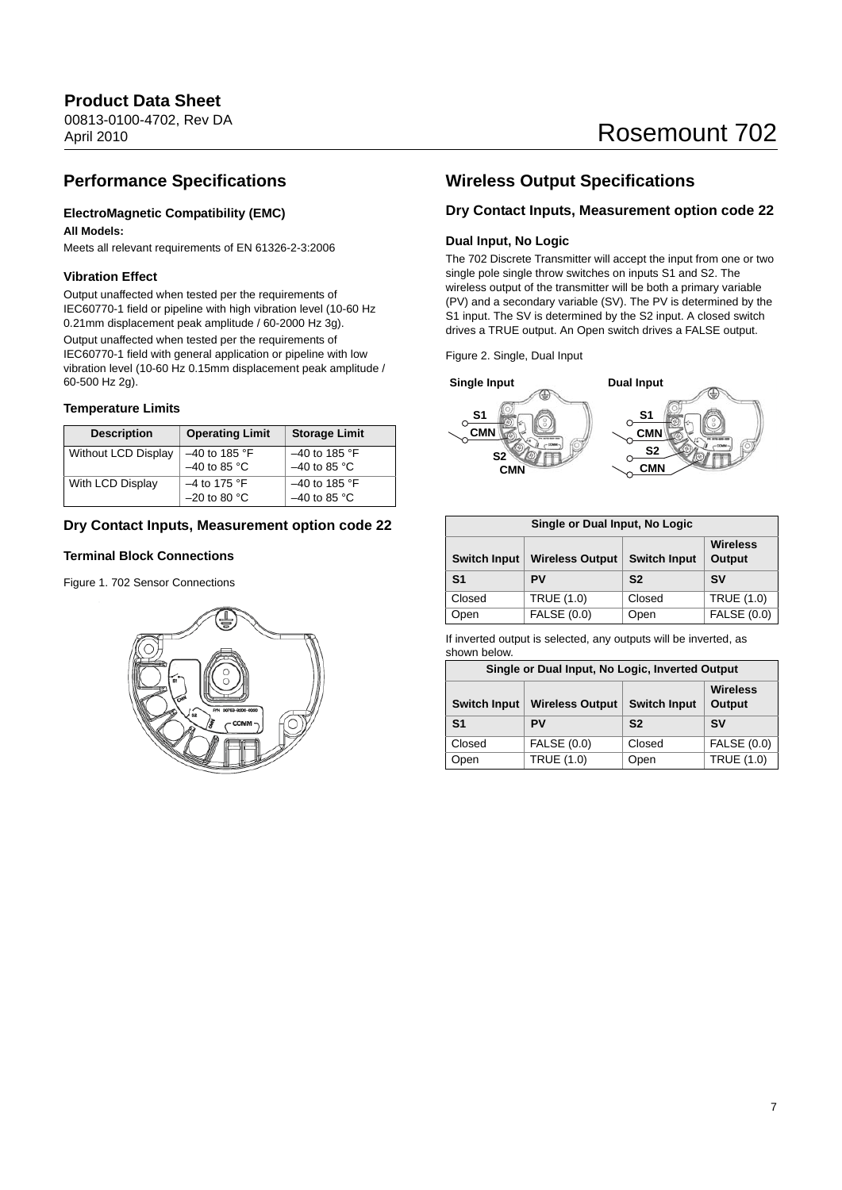## Performance Specifications

### ElectroMagnetic Compatibility (EMC)

**All Models:**

Meets all relevant requirements of EN 61326-2-3:2006

### Vibration Effect

Output unaffected when tested per the requirements of IEC60770-1 field or pipeline with high vibration level (10-60 Hz 0.21mm displacement peak amplitude / 60-2000 Hz 3g).

Output unaffected when tested per the requirements of IEC60770-1 field with general application or pipeline with low vibration level (10-60 Hz 0.15mm displacement peak amplitude / 60-500 Hz 2g).

### Temperature Limits

| Description | Operating Limit | Storage Limit |
|---|---|---|
| Without LCD Display | –40 to 185 °F<br>–40 to 85 °C | –40 to 185 °F<br>–40 to 85 °C |
| With LCD Display | –4 to 175 °F<br>–20 to 80 °C | –40 to 185 °F<br>–40 to 85 °C |

## Dry Contact Inputs, Measurement option code 22

### Terminal Block Connections

Figure 1. 702 Sensor Connections

## Wireless Output Specifications

## Dry Contact Inputs, Measurement option code 22

### Dual Input, No Logic

The 702 Discrete Transmitter will accept the input from one or two single pole single throw switches on inputs S1 and S2. The wireless output of the transmitter will be both a primary variable (PV) and a secondary variable (SV). The PV is determined by the S1 input. The SV is determined by the S2 input. A closed switch drives a TRUE output. An Open switch drives a FALSE output.

Figure 2. Single, Dual Input

| Single or Dual Input, No Logic | | | |
|---|---|---|---|
| **Switch Input** | **Wireless Output** | **Switch Input** | **Wireless Output** |
| **S1** | **PV** | **S2** | **SV** |
| Closed | TRUE (1.0) | Closed | TRUE (1.0) |
| Open | FALSE (0.0) | Open | FALSE (0.0) |

If inverted output is selected, any outputs will be inverted, as shown below.

| Single or Dual Input, No Logic, Inverted Output | | | |
|---|---|---|---|
| **Switch Input** | **Wireless Output** | **Switch Input** | **Wireless Output** |
| **S1** | **PV** | **S2** | **SV** |
| Closed | FALSE (0.0) | Closed | FALSE (0.0) |
| Open | TRUE (1.0) | Open | TRUE (1.0) |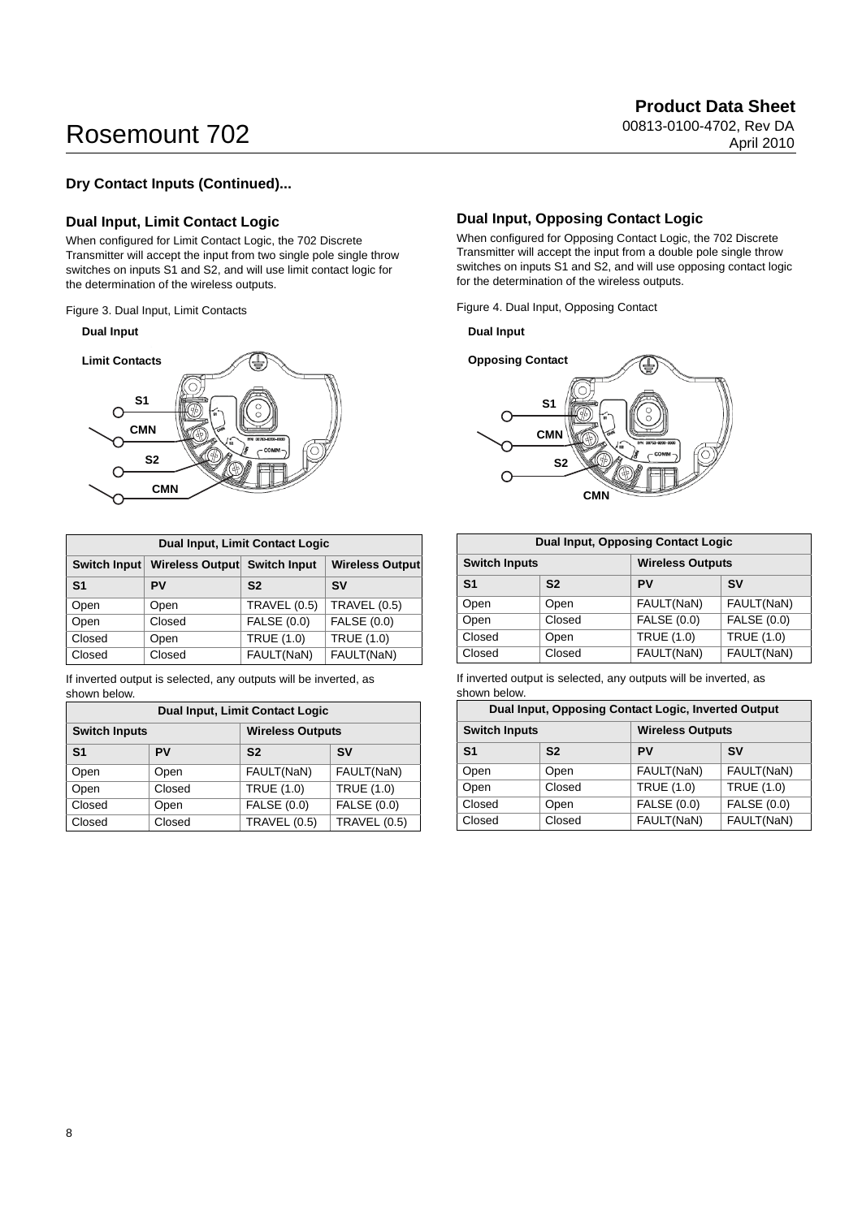## Dry Contact Inputs (Continued)...

### Dual Input, Limit Contact Logic

When configured for Limit Contact Logic, the 702 Discrete Transmitter will accept the input from two single pole single throw switches on inputs S1 and S2, and will use limit contact logic for the determination of the wireless outputs.

Figure 3. Dual Input, Limit Contacts

Dual Input

Limit Contacts

S1

CMN

S2

CMN

| Dual Input, Limit Contact Logic | | | |
|---|---|---|---|
| **Switch Input** | **Wireless Output** | **Switch Input** | **Wireless Output** |
| **S1** | **PV** | **S2** | **SV** |
| Open | Open | TRAVEL (0.5) | TRAVEL (0.5) |
| Open | Closed | FALSE (0.0) | FALSE (0.0) |
| Closed | Open | TRUE (1.0) | TRUE (1.0) |
| Closed | Closed | FAULT(NaN) | FAULT(NaN) |

If inverted output is selected, any outputs will be inverted, as shown below.

| Dual Input, Limit Contact Logic | | | |
|---|---|---|---|
| **Switch Inputs** | | **Wireless Outputs** | |
| **S1** | **PV** | **S2** | **SV** |
| Open | Open | FAULT(NaN) | FAULT(NaN) |
| Open | Closed | TRUE (1.0) | TRUE (1.0) |
| Closed | Open | FALSE (0.0) | FALSE (0.0) |
| Closed | Closed | TRAVEL (0.5) | TRAVEL (0.5) |

### Dual Input, Opposing Contact Logic

When configured for Opposing Contact Logic, the 702 Discrete Transmitter will accept the input from a double pole single throw switches on inputs S1 and S2, and will use opposing contact logic for the determination of the wireless outputs.

Figure 4. Dual Input, Opposing Contact

Dual Input

Opposing Contact

S1

CMN

S2

CMN

| Dual Input, Opposing Contact Logic | | | |
|---|---|---|---|
| **Switch Inputs** | | **Wireless Outputs** | |
| **S1** | **S2** | **PV** | **SV** |
| Open | Open | FAULT(NaN) | FAULT(NaN) |
| Open | Closed | FALSE (0.0) | FALSE (0.0) |
| Closed | Open | TRUE (1.0) | TRUE (1.0) |
| Closed | Closed | FAULT(NaN) | FAULT(NaN) |

If inverted output is selected, any outputs will be inverted, as shown below.

| Dual Input, Opposing Contact Logic, Inverted Output | | | |
|---|---|---|---|
| **Switch Inputs** | | **Wireless Outputs** | |
| **S1** | **S2** | **PV** | **SV** |
| Open | Open | FAULT(NaN) | FAULT(NaN) |
| Open | Closed | TRUE (1.0) | TRUE (1.0) |
| Closed | Open | FALSE (0.0) | FALSE (0.0) |
| Closed | Closed | FAULT(NaN) | FAULT(NaN) |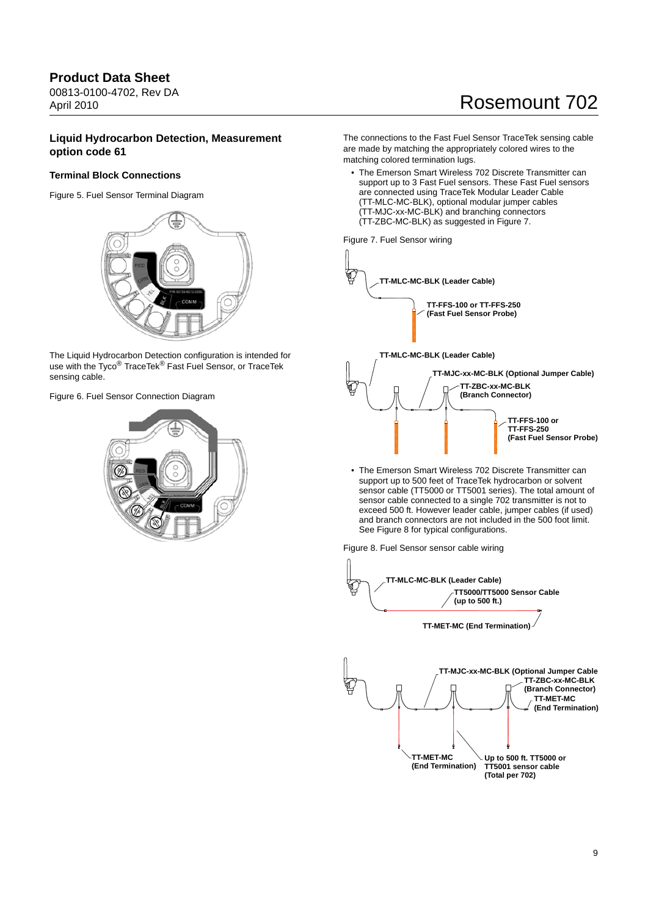## Liquid Hydrocarbon Detection, Measurement option code 61

### Terminal Block Connections

Figure 5. Fuel Sensor Terminal Diagram

The Liquid Hydrocarbon Detection configuration is intended for use with the Tyco® TraceTek® Fast Fuel Sensor, or TraceTek sensing cable.

Figure 6. Fuel Sensor Connection Diagram

The connections to the Fast Fuel Sensor TraceTek sensing cable are made by matching the appropriately colored wires to the matching colored termination lugs.

- The Emerson Smart Wireless 702 Discrete Transmitter can support up to 3 Fast Fuel sensors. These Fast Fuel sensors are connected using TraceTek Modular Leader Cable (TT-MLC-MC-BLK), optional modular jumper cables (TT-MJC-xx-MC-BLK) and branching connectors (TT-ZBC-MC-BLK) as suggested in Figure 7.

Figure 7. Fuel Sensor wiring

- The Emerson Smart Wireless 702 Discrete Transmitter can support up to 500 feet of TraceTek hydrocarbon or solvent sensor cable (TT5000 or TT5001 series). The total amount of sensor cable connected to a single 702 transmitter is not to exceed 500 ft. However leader cable, jumper cables (if used) and branch connectors are not included in the 500 foot limit. See Figure 8 for typical configurations.

Figure 8. Fuel Sensor sensor cable wiring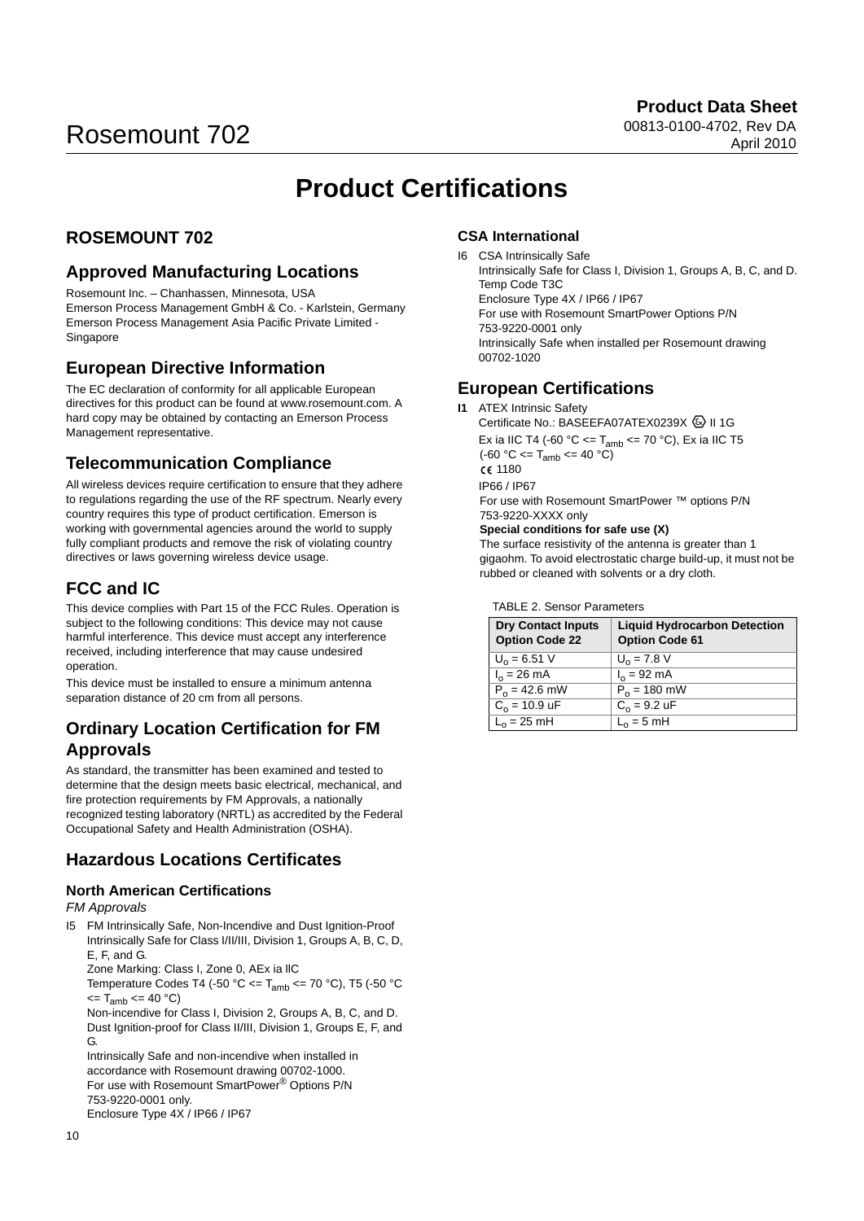# Product Certifications

## ROSEMOUNT 702

## Approved Manufacturing Locations

Rosemount Inc. – Chanhassen, Minnesota, USA
Emerson Process Management GmbH & Co. - Karlstein, Germany
Emerson Process Management Asia Pacific Private Limited - Singapore

## European Directive Information

The EC declaration of conformity for all applicable European directives for this product can be found at www.rosemount.com. A hard copy may be obtained by contacting an Emerson Process Management representative.

## Telecommunication Compliance

All wireless devices require certification to ensure that they adhere to regulations regarding the use of the RF spectrum. Nearly every country requires this type of product certification. Emerson is working with governmental agencies around the world to supply fully compliant products and remove the risk of violating country directives or laws governing wireless device usage.

## FCC and IC

This device complies with Part 15 of the FCC Rules. Operation is subject to the following conditions: This device may not cause harmful interference. This device must accept any interference received, including interference that may cause undesired operation.

This device must be installed to ensure a minimum antenna separation distance of 20 cm from all persons.

## Ordinary Location Certification for FM Approvals

As standard, the transmitter has been examined and tested to determine that the design meets basic electrical, mechanical, and fire protection requirements by FM Approvals, a nationally recognized testing laboratory (NRTL) as accredited by the Federal Occupational Safety and Health Administration (OSHA).

## Hazardous Locations Certificates

### North American Certifications

*FM Approvals*

I5 FM Intrinsically Safe, Non-Incendive and Dust Ignition-Proof
Intrinsically Safe for Class I/II/III, Division 1, Groups A, B, C, D, E, F, and G.
Zone Marking: Class I, Zone 0, AEx ia llC
Temperature Codes T4 (-50 °C <= $T_{amb}$ <= 70 °C), T5 (-50 °C <= $T_{amb}$ <= 40 °C)
Non-incendive for Class I, Division 2, Groups A, B, C, and D.
Dust Ignition-proof for Class II/III, Division 1, Groups E, F, and G.
Intrinsically Safe and non-incendive when installed in accordance with Rosemount drawing 00702-1000.
For use with Rosemount SmartPower® Options P/N 753-9220-0001 only.
Enclosure Type 4X / IP66 / IP67

### CSA International

I6 CSA Intrinsically Safe
Intrinsically Safe for Class I, Division 1, Groups A, B, C, and D.
Temp Code T3C
Enclosure Type 4X / IP66 / IP67
For use with Rosemount SmartPower Options P/N 753-9220-0001 only
Intrinsically Safe when installed per Rosemount drawing 00702-1020

## European Certifications

**I1** ATEX Intrinsic Safety
Certificate No.: BASEEFA07ATEX0239X Ex II 1G
Ex ia IIC T4 (-60 °C <= $T_{amb}$ <= 70 °C), Ex ia IIC T5 (-60 °C <= $T_{amb}$ <= 40 °C)
CE 1180
IP66 / IP67
For use with Rosemount SmartPower ™ options P/N 753-9220-XXXX only
**Special conditions for safe use (X)**
The surface resistivity of the antenna is greater than 1 gigaohm. To avoid electrostatic charge build-up, it must not be rubbed or cleaned with solvents or a dry cloth.

TABLE 2. Sensor Parameters

| Dry Contact Inputs Option Code 22 | Liquid Hydrocarbon Detection Option Code 61 |
|---|---|
| $U_o$ = 6.51 V | $U_o$ = 7.8 V |
| $I_o$ = 26 mA | $I_o$ = 92 mA |
| $P_o$ = 42.6 mW | $P_o$ = 180 mW |
| $C_o$ = 10.9 uF | $C_o$ = 9.2 uF |
| $L_o$ = 25 mH | $L_o$ = 5 mH |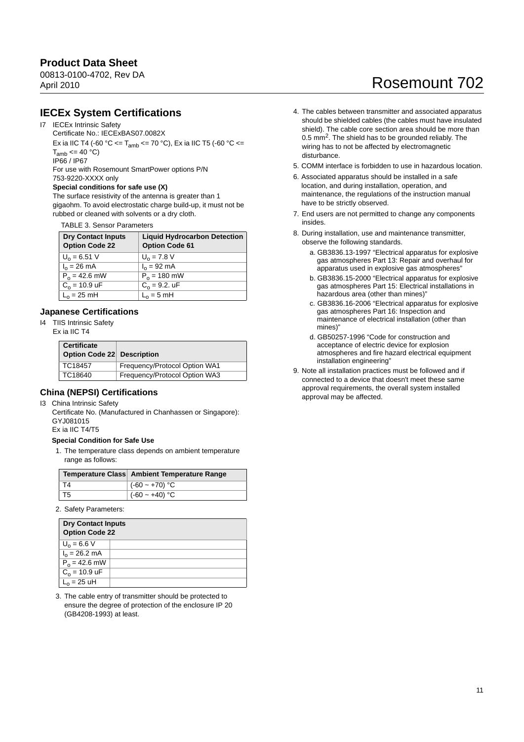## IECEx System Certifications

I7 IECEx Intrinsic Safety

Certificate No.: IECExBAS07.0082X

Ex ia IIC T4 (-60 °C <= $T_{amb}$ <= 70 °C), Ex ia IIC T5 (-60 °C <= $T_{amb}$ <= 40 °C)

IP66 / IP67

For use with Rosemount SmartPower options P/N 753-9220-XXXX only

**Special conditions for safe use (X)**

The surface resistivity of the antenna is greater than 1 gigaohm. To avoid electrostatic charge build-up, it must not be rubbed or cleaned with solvents or a dry cloth.

TABLE 3. Sensor Parameters

| Dry Contact Inputs Option Code 22 | Liquid Hydrocarbon Detection Option Code 61 |
|---|---|
| $U_o$ = 6.51 V | $U_o$ = 7.8 V |
| $I_o$ = 26 mA | $I_o$ = 92 mA |
| $P_o$ = 42.6 mW | $P_o$ = 180 mW |
| $C_o$ = 10.9 uF | $C_o$ = 9.2. uF |
| $L_o$ = 25 mH | $L_o$ = 5 mH |

### Japanese Certifications

I4 TIIS Intrinsic Safety

Ex ia IIC T4

| Certificate Option Code 22 | Description |
|---|---|
| TC18457 | Frequency/Protocol Option WA1 |
| TC18640 | Frequency/Protocol Option WA3 |

### China (NEPSI) Certifications

I3 China Intrinsic Safety

Certificate No. (Manufactured in Chanhassen or Singapore): GYJ081015

Ex ia IIC T4/T5

**Special Condition for Safe Use**

1. The temperature class depends on ambient temperature range as follows:

| Temperature Class | Ambient Temperature Range |
|---|---|
| T4 | (-60 ~ +70) °C |
| T5 | (-60 ~ +40) °C |

2. Safety Parameters:

| Dry Contact Inputs Option Code 22 | |
|---|---|
| $U_o$ = 6.6 V | |
| $I_o$ = 26.2 mA | |
| $P_o$ = 42.6 mW | |
| $C_o$ = 10.9 uF | |
| $L_o$ = 25 uH | |

3. The cable entry of transmitter should be protected to ensure the degree of protection of the enclosure IP 20 (GB4208-1993) at least.
4. The cables between transmitter and associated apparatus should be shielded cables (the cables must have insulated shield). The cable core section area should be more than 0.5 $mm^2$. The shield has to be grounded reliably. The wiring has to not be affected by electromagnetic disturbance.
5. COMM interface is forbidden to use in hazardous location.
6. Associated apparatus should be installed in a safe location, and during installation, operation, and maintenance, the regulations of the instruction manual have to be strictly observed.
7. End users are not permitted to change any components insides.
8. During installation, use and maintenance transmitter, observe the following standards.
   a. GB3836.13-1997 "Electrical apparatus for explosive gas atmospheres Part 13: Repair and overhaul for apparatus used in explosive gas atmospheres"
   b. GB3836.15-2000 "Electrical apparatus for explosive gas atmospheres Part 15: Electrical installations in hazardous area (other than mines)"
   c. GB3836.16-2006 "Electrical apparatus for explosive gas atmospheres Part 16: Inspection and maintenance of electrical installation (other than mines)"
   d. GB50257-1996 "Code for construction and acceptance of electric device for explosion atmospheres and fire hazard electrical equipment installation engineering"
9. Note all installation practices must be followed and if connected to a device that doesn't meet these same approval requirements, the overall system installed approval may be affected.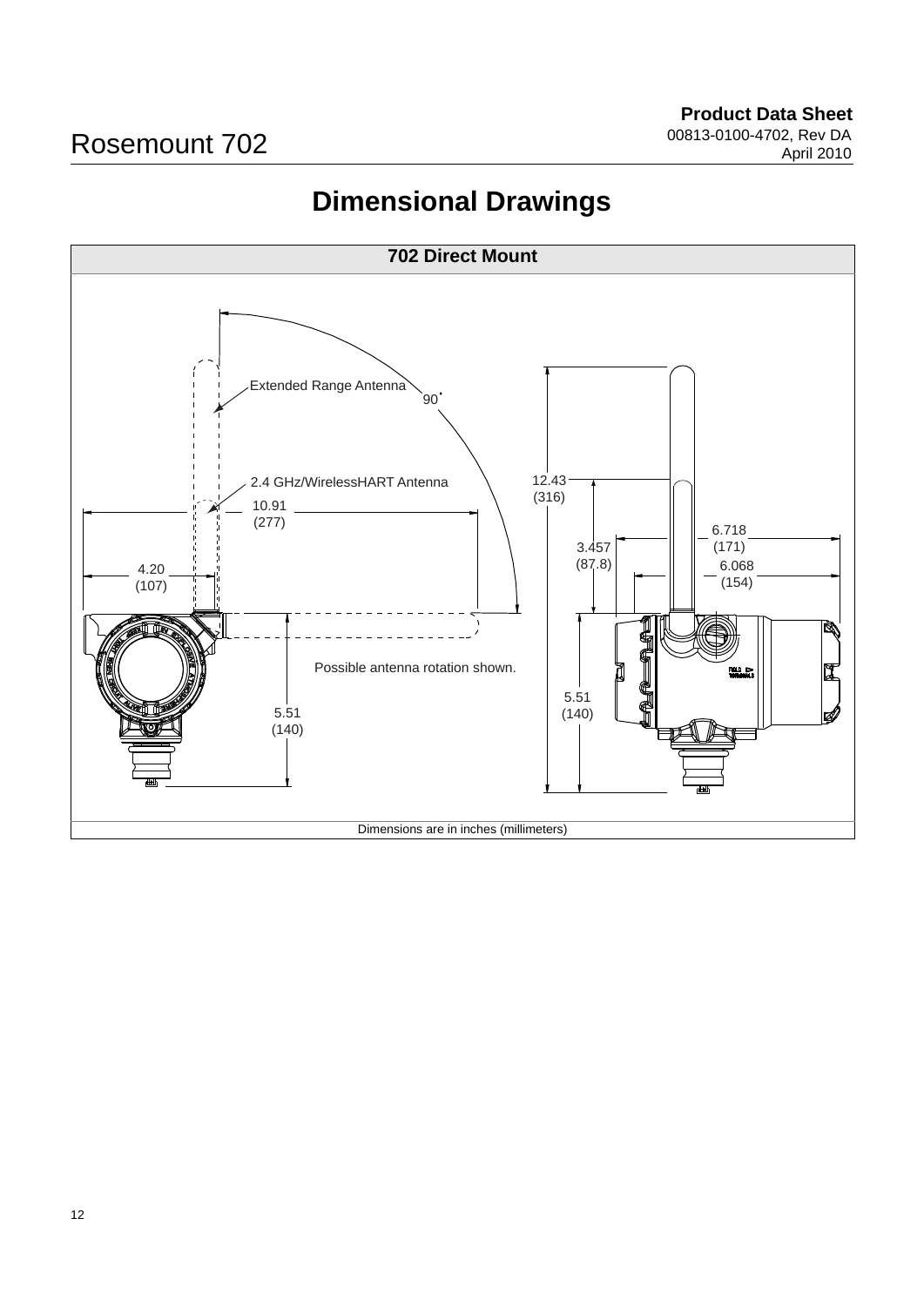# Dimensional Drawings

## 702 Direct Mount

Extended Range Antenna

90°

2.4 GHz/WirelessHART Antenna

10.91 (277)

4.20 (107)

Possible antenna rotation shown.

5.51 (140)

12.43 (316)

3.457 (87.8)

6.718 (171)

6.068 (154)

5.51 (140)

Dimensions are in inches (millimeters)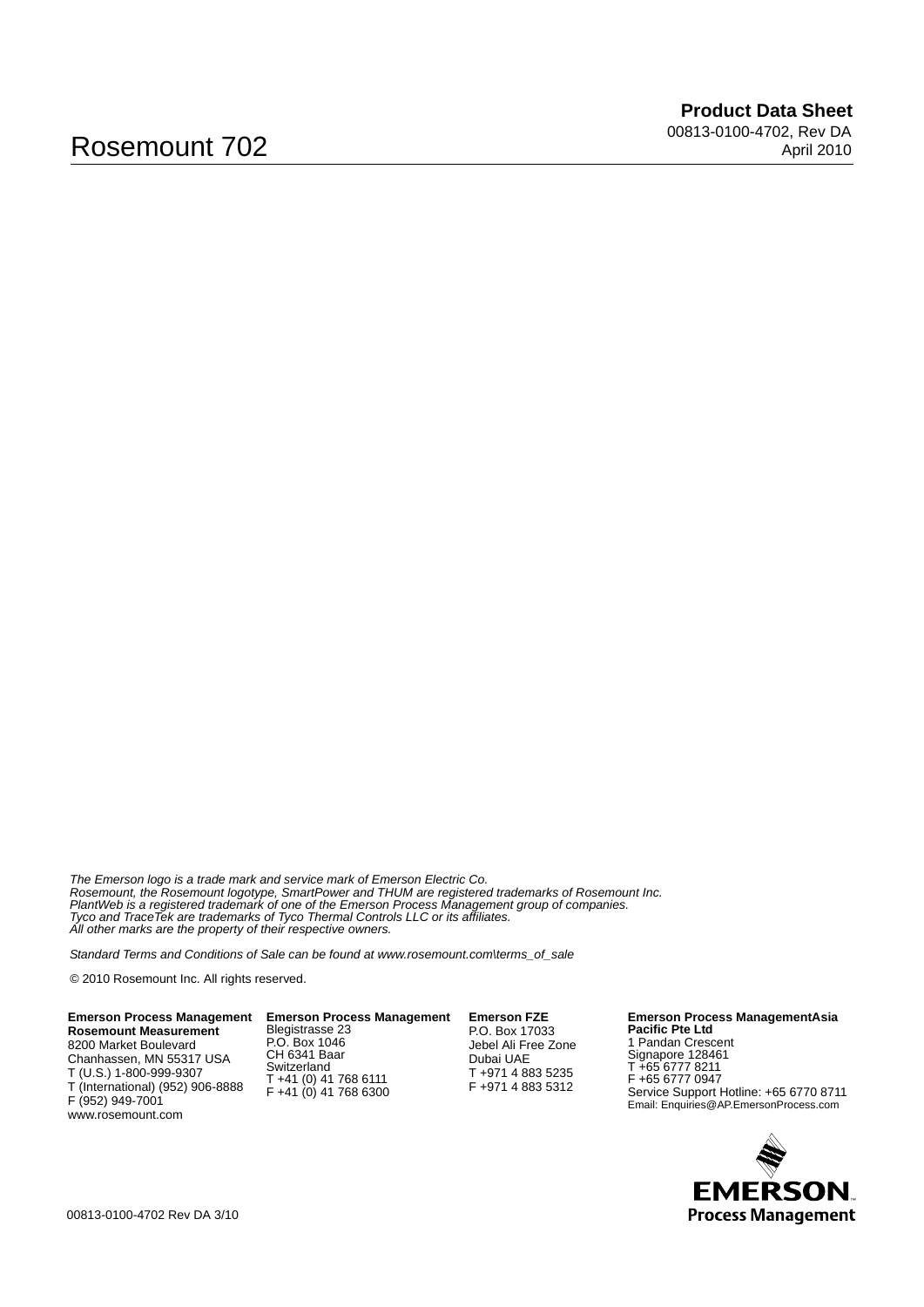*The Emerson logo is a trade mark and service mark of Emerson Electric Co.*
*Rosemount, the Rosemount logotype, SmartPower and THUM are registered trademarks of Rosemount Inc.*
*PlantWeb is a registered trademark of one of the Emerson Process Management group of companies.*
*Tyco and TraceTek are trademarks of Tyco Thermal Controls LLC or its affiliates.*
*All other marks are the property of their respective owners.*

*Standard Terms and Conditions of Sale can be found at www.rosemount.com\terms_of_sale*

© 2010 Rosemount Inc. All rights reserved.

**Emerson Process Management**
**Rosemount Measurement**
8200 Market Boulevard
Chanhassen, MN 55317 USA
T (U.S.) 1-800-999-9307
T (International) (952) 906-8888
F (952) 949-7001
www.rosemount.com

**Emerson Process Management**
Blegistrasse 23
P.O. Box 1046
CH 6341 Baar
Switzerland
T +41 (0) 41 768 6111
F +41 (0) 41 768 6300

**Emerson FZE**
P.O. Box 17033
Jebel Ali Free Zone
Dubai UAE
T +971 4 883 5235
F +971 4 883 5312

**Emerson Process ManagementAsia Pacific Pte Ltd**
1 Pandan Crescent
Signapore 128461
T +65 6777 8211
F +65 6777 0947
Service Support Hotline: +65 6770 8711
Email: Enquiries@AP.EmersonProcess.com

EMERSON.
Process Management

00813-0100-4702 Rev DA 3/10